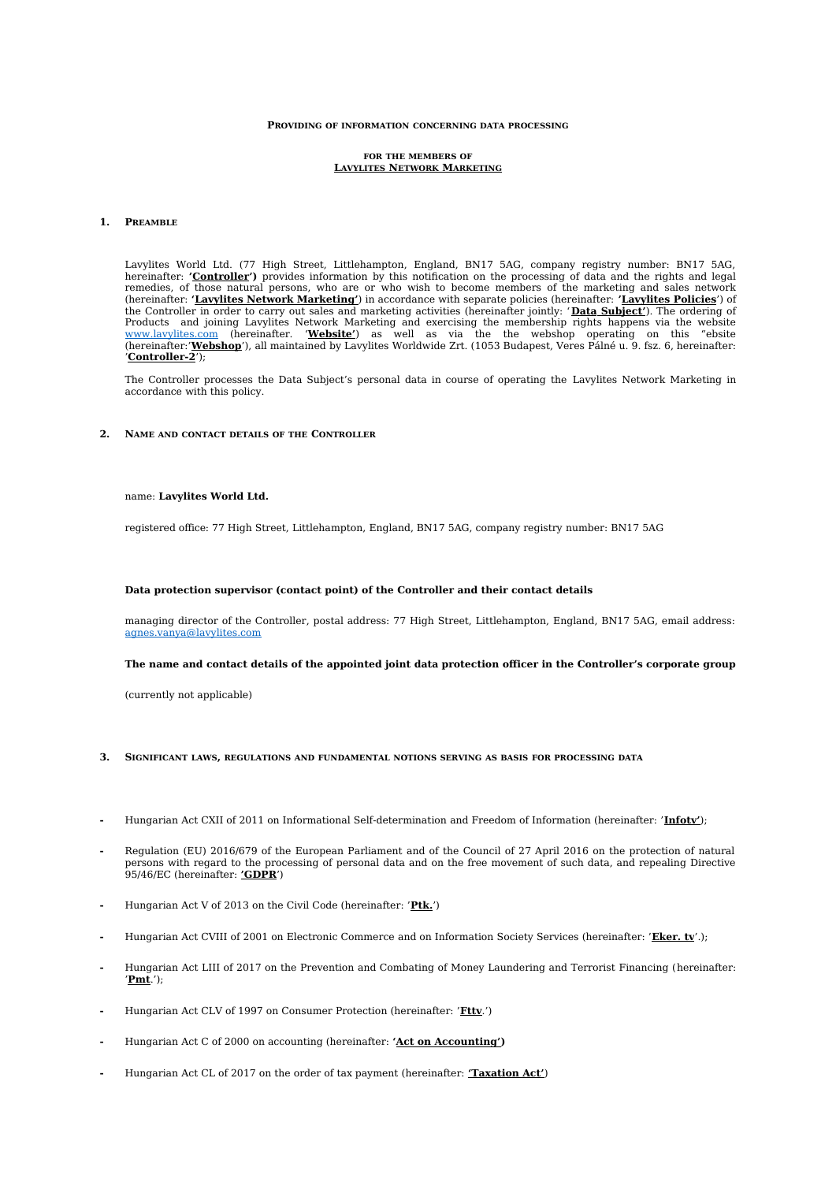**Providing of information concerning data processing**

**for the members of**
**Lavylites Network Marketing**

## 1. Preamble

Lavylites World Ltd. (77 High Street, Littlehampton, England, BN17 5AG, company registry number: BN17 5AG, hereinafter: **'Controller')** provides information by this notification on the processing of data and the rights and legal remedies, of those natural persons, who are or who wish to become members of the marketing and sales network (hereinafter: **'Lavylites Network Marketing'**) in accordance with separate policies (hereinafter: **'Lavylites Policies'**) of the Controller in order to carry out sales and marketing activities (hereinafter jointly: '**Data Subject'**). The ordering of Products and joining Lavylites Network Marketing and exercising the membership rights happens via the website www.lavylites.com (hereinafter. '**Website'**) as well as via the the webshop operating on this "ebsite (hereinafter:'**Webshop**'), all maintained by Lavylites Worldwide Zrt. (1053 Budapest, Veres Pálné u. 9. fsz. 6, hereinafter: '**Controller-2**');

The Controller processes the Data Subject's personal data in course of operating the Lavylites Network Marketing in accordance with this policy.

## 2. Name and contact details of the Controller

name: **Lavylites World Ltd.**

registered office: 77 High Street, Littlehampton, England, BN17 5AG, company registry number: BN17 5AG

**Data protection supervisor (contact point) of the Controller and their contact details**

managing director of the Controller, postal address: 77 High Street, Littlehampton, England, BN17 5AG, email address: agnes.vanya@lavylites.com

**The name and contact details of the appointed joint data protection officer in the Controller's corporate group**

(currently not applicable)

## 3. Significant laws, regulations and fundamental notions serving as basis for processing data

- Hungarian Act CXII of 2011 on Informational Self-determination and Freedom of Information (hereinafter: '**Infotv'**);
- Regulation (EU) 2016/679 of the European Parliament and of the Council of 27 April 2016 on the protection of natural persons with regard to the processing of personal data and on the free movement of such data, and repealing Directive 95/46/EC (hereinafter: **'GDPR**')
- Hungarian Act V of 2013 on the Civil Code (hereinafter: '**Ptk.**')
- Hungarian Act CVIII of 2001 on Electronic Commerce and on Information Society Services (hereinafter: '**Eker. tv**'.);
- Hungarian Act LIII of 2017 on the Prevention and Combating of Money Laundering and Terrorist Financing (hereinafter: '**Pmt**.');
- Hungarian Act CLV of 1997 on Consumer Protection (hereinafter: '**Fttv**.')
- Hungarian Act C of 2000 on accounting (hereinafter: **'Act on Accounting')**
- Hungarian Act CL of 2017 on the order of tax payment (hereinafter: **'Taxation Act'**)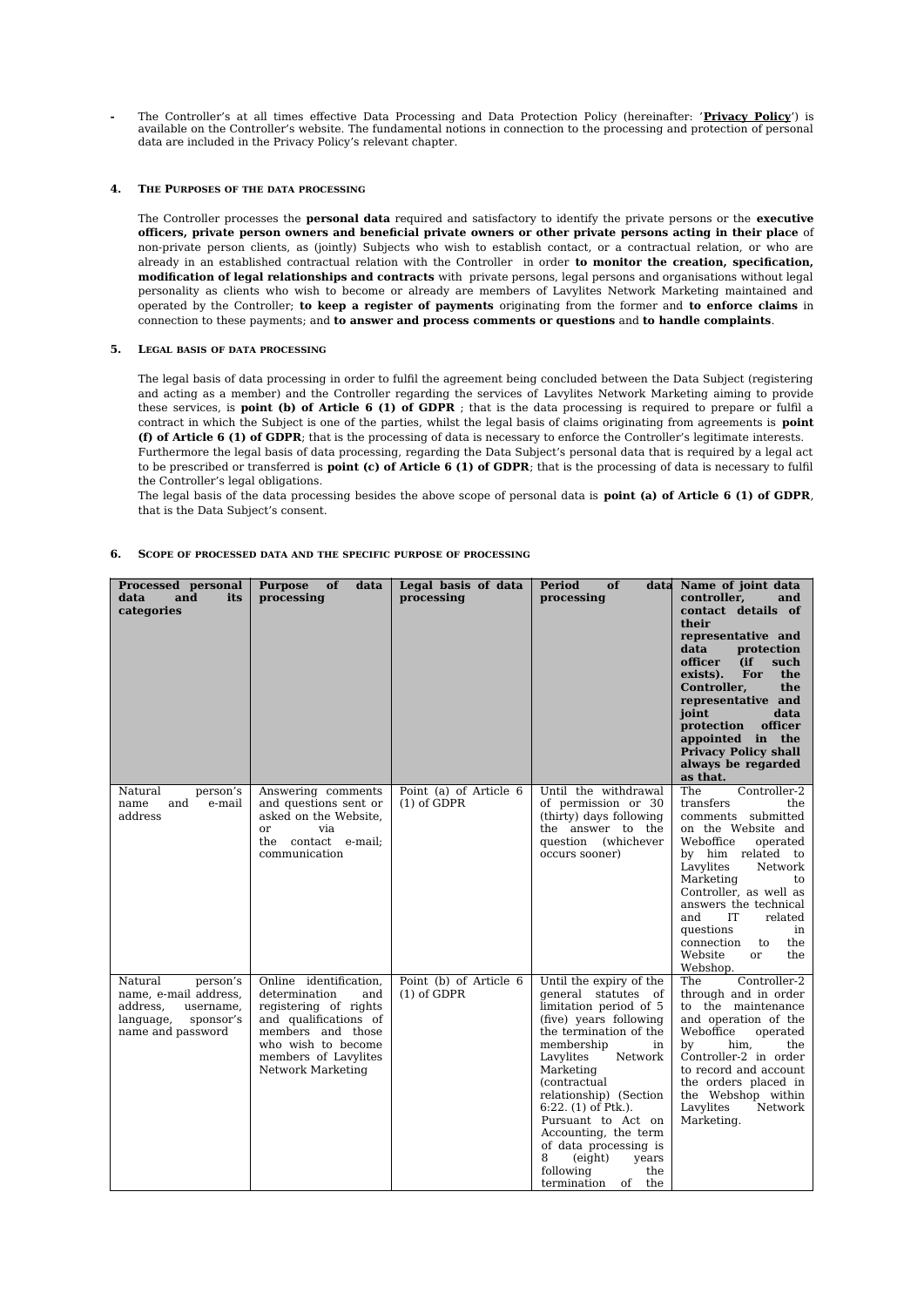- The Controller's at all times effective Data Processing and Data Protection Policy (hereinafter: '**Privacy Policy**') is available on the Controller's website. The fundamental notions in connection to the processing and protection of personal data are included in the Privacy Policy's relevant chapter.

## 4. The Purposes of the data processing

The Controller processes the **personal data** required and satisfactory to identify the private persons or the **executive officers, private person owners and beneficial private owners or other private persons acting in their place** of non-private person clients, as (jointly) Subjects who wish to establish contact, or a contractual relation, or who are already in an established contractual relation with the Controller in order **to monitor the creation, specification, modification of legal relationships and contracts** with private persons, legal persons and organisations without legal personality as clients who wish to become or already are members of Lavylites Network Marketing maintained and operated by the Controller; **to keep a register of payments** originating from the former and **to enforce claims** in connection to these payments; and **to answer and process comments or questions** and **to handle complaints**.

## 5. Legal basis of data processing

The legal basis of data processing in order to fulfil the agreement being concluded between the Data Subject (registering and acting as a member) and the Controller regarding the services of Lavylites Network Marketing aiming to provide these services, is **point (b) of Article 6 (1) of GDPR** ; that is the data processing is required to prepare or fulfil a contract in which the Subject is one of the parties, whilst the legal basis of claims originating from agreements is **point (f) of Article 6 (1) of GDPR**; that is the processing of data is necessary to enforce the Controller's legitimate interests.
Furthermore the legal basis of data processing, regarding the Data Subject's personal data that is required by a legal act to be prescribed or transferred is **point (c) of Article 6 (1) of GDPR**; that is the processing of data is necessary to fulfil the Controller's legal obligations.
The legal basis of the data processing besides the above scope of personal data is **point (a) of Article 6 (1) of GDPR**, that is the Data Subject's consent.

## 6. Scope of processed data and the specific purpose of processing

| Processed personal data and its categories | Purpose of data processing | Legal basis of data processing | Period of data processing | Name of joint data controller, and contact details of their representative and data protection officer (if such exists). For the Controller, the representative and joint data protection officer appointed in the Privacy Policy shall always be regarded as that. |
|---|---|---|---|---|
| Natural person's name and e-mail address | Answering comments and questions sent or asked on the Website, or via the contact e-mail; communication | Point (a) of Article 6 (1) of GDPR | Until the withdrawal of permission or 30 (thirty) days following the answer to the question (whichever occurs sooner) | The Controller-2 transfers the comments submitted on the Website and Weboffice operated by him related to Lavylites Network Marketing to Controller, as well as answers the technical and IT related questions in connection to the Website or the Webshop. |
| Natural person's name, e-mail address, address, username, language, sponsor's name and password | Online identification, determination and registering of rights and qualifications of members and those who wish to become members of Lavylites Network Marketing | Point (b) of Article 6 (1) of GDPR | Until the expiry of the general statutes of limitation period of 5 (five) years following the termination of the membership in Lavylites Network Marketing (contractual relationship) (Section 6:22. (1) of Ptk.). Pursuant to Act on Accounting, the term of data processing is 8 (eight) years following the termination of the | The Controller-2 through and in order to the maintenance and operation of the Weboffice operated by him, the Controller-2 in order to record and account the orders placed in the Webshop within Lavylites Network Marketing. |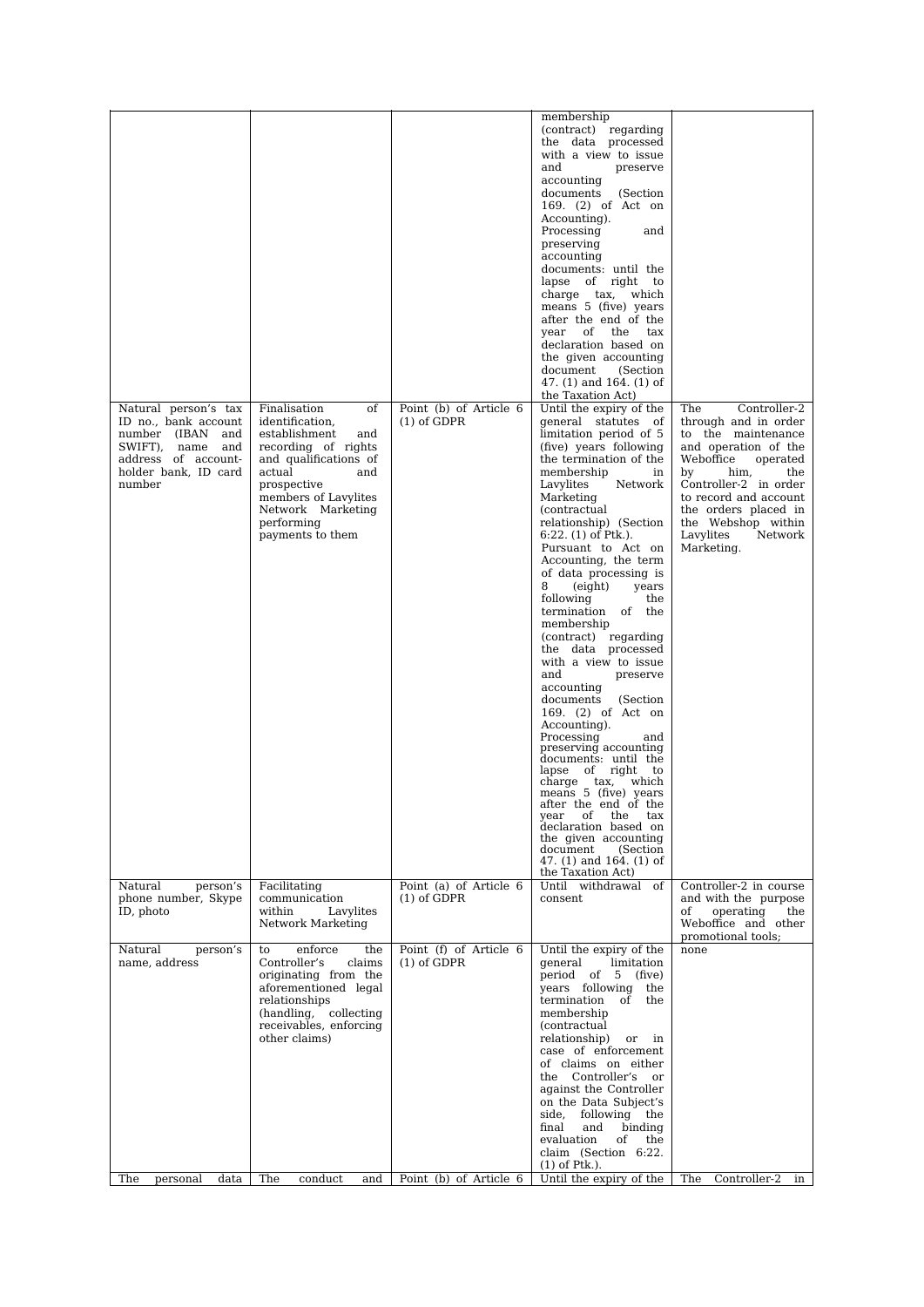| | | | | |
|---|---|---|---|---|
| | | | membership (contract) regarding the data processed with a view to issue and preserve accounting documents (Section 169. (2) of Act on Accounting). Processing and preserving accounting documents: until the lapse of right to charge tax, which means 5 (five) years after the end of the year of the tax declaration based on the given accounting document (Section 47. (1) and 164. (1) of the Taxation Act) | |
| Natural person's tax ID no., bank account number (IBAN and SWIFT), name and address of account-holder bank, ID card number | Finalisation of identification, establishment and recording of rights and qualifications of actual and prospective members of Lavylites Network Marketing performing payments to them | Point (b) of Article 6 (1) of GDPR | Until the expiry of the general statutes of limitation period of 5 (five) years following the termination of the membership in Lavylites Network Marketing (contractual relationship) (Section 6:22. (1) of Ptk.). Pursuant to Act on Accounting, the term of data processing is 8 (eight) years following the termination of the membership (contract) regarding the data processed with a view to issue and preserve accounting documents (Section 169. (2) of Act on Accounting). Processing and preserving accounting documents: until the lapse of right to charge tax, which means 5 (five) years after the end of the year of the tax declaration based on the given accounting document (Section 47. (1) and 164. (1) of the Taxation Act) | The Controller-2 through and in order to the maintenance and operation of the Weboffice operated by him, the Controller-2 in order to record and account the orders placed in the Webshop within Lavylites Network Marketing. |
| Natural person's phone number, Skype ID, photo | Facilitating communication within Lavylites Network Marketing | Point (a) of Article 6 (1) of GDPR | Until withdrawal of consent | Controller-2 in course and with the purpose of operating the Weboffice and other promotional tools; |
| Natural person's name, address | to enforce the Controller's claims originating from the aforementioned legal relationships (handling, collecting receivables, enforcing other claims) | Point (f) of Article 6 (1) of GDPR | Until the expiry of the general limitation period of 5 (five) years following the termination of the membership (contractual relationship) or in case of enforcement of claims on either the Controller's or against the Controller on the Data Subject's side, following the final and binding evaluation of the claim (Section 6:22. (1) of Ptk.). | none |
| The personal data | The conduct and | Point (b) of Article 6 | Until the expiry of the | The Controller-2 in |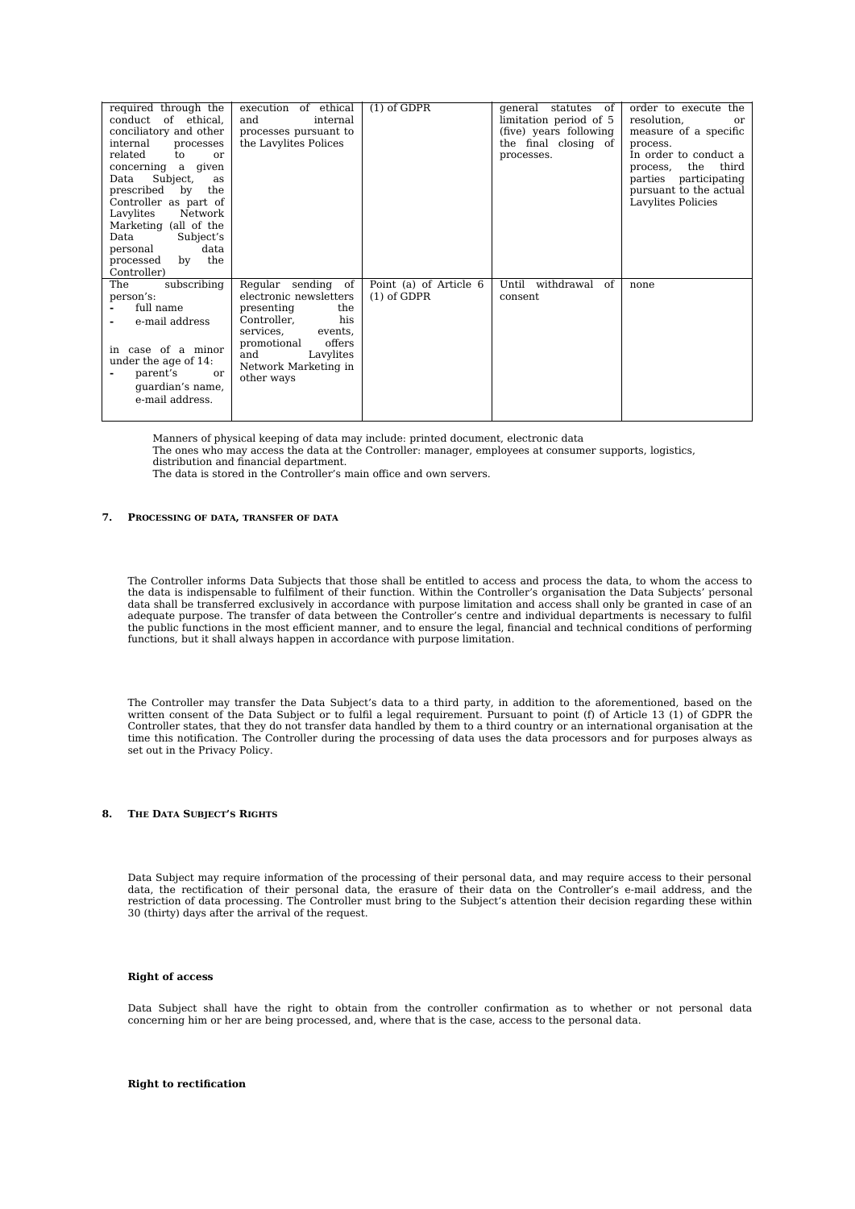| | | | | |
|---|---|---|---|---|
| required through the conduct of ethical, conciliatory and other internal processes related to or concerning a given Data Subject, as prescribed by the Controller as part of Lavylites Network Marketing (all of the Data Subject's personal data processed by the Controller) | execution of ethical and internal processes pursuant to the Lavylites Polices | (1) of GDPR | general statutes of limitation period of 5 (five) years following the final closing of processes. | order to execute the resolution, or measure of a specific process.<br>In order to conduct a process, the third parties participating pursuant to the actual Lavylites Policies |
| The subscribing person's:<br>- full name<br>- e-mail address<br><br>in case of a minor under the age of 14:<br>- parent's or guardian's name, e-mail address. | Regular sending of electronic newsletters presenting the Controller, his services, events, promotional offers and Lavylites Network Marketing in other ways | Point (a) of Article 6 (1) of GDPR | Until withdrawal of consent | none |

Manners of physical keeping of data may include: printed document, electronic data
The ones who may access the data at the Controller: manager, employees at consumer supports, logistics, distribution and financial department.
The data is stored in the Controller's main office and own servers.

## 7. Processing of data, transfer of data

The Controller informs Data Subjects that those shall be entitled to access and process the data, to whom the access to the data is indispensable to fulfilment of their function. Within the Controller's organisation the Data Subjects' personal data shall be transferred exclusively in accordance with purpose limitation and access shall only be granted in case of an adequate purpose. The transfer of data between the Controller's centre and individual departments is necessary to fulfil the public functions in the most efficient manner, and to ensure the legal, financial and technical conditions of performing functions, but it shall always happen in accordance with purpose limitation.

The Controller may transfer the Data Subject's data to a third party, in addition to the aforementioned, based on the written consent of the Data Subject or to fulfil a legal requirement. Pursuant to point (f) of Article 13 (1) of GDPR the Controller states, that they do not transfer data handled by them to a third country or an international organisation at the time this notification. The Controller during the processing of data uses the data processors and for purposes always as set out in the Privacy Policy.

## 8. The Data Subject's Rights

Data Subject may require information of the processing of their personal data, and may require access to their personal data, the rectification of their personal data, the erasure of their data on the Controller's e-mail address, and the restriction of data processing. The Controller must bring to the Subject's attention their decision regarding these within 30 (thirty) days after the arrival of the request.

**Right of access**

Data Subject shall have the right to obtain from the controller confirmation as to whether or not personal data concerning him or her are being processed, and, where that is the case, access to the personal data.

**Right to rectification**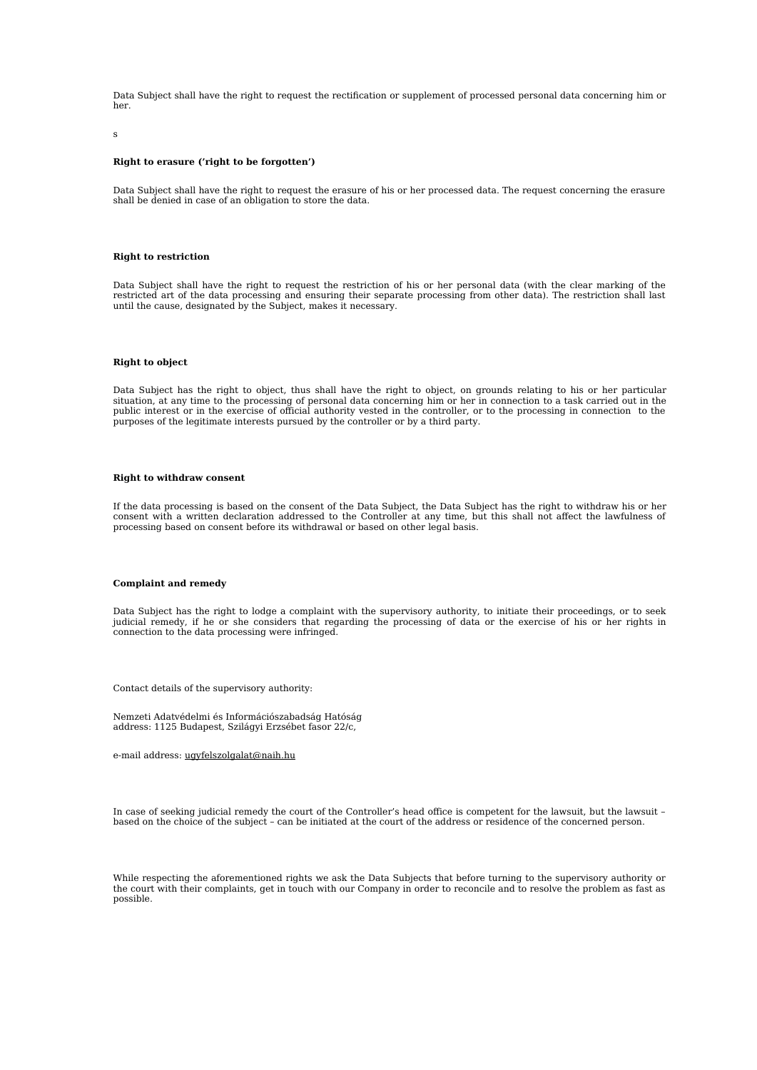Data Subject shall have the right to request the rectification or supplement of processed personal data concerning him or her.

s

**Right to erasure ('right to be forgotten')**

Data Subject shall have the right to request the erasure of his or her processed data. The request concerning the erasure shall be denied in case of an obligation to store the data.

**Right to restriction**

Data Subject shall have the right to request the restriction of his or her personal data (with the clear marking of the restricted art of the data processing and ensuring their separate processing from other data). The restriction shall last until the cause, designated by the Subject, makes it necessary.

**Right to object**

Data Subject has the right to object, thus shall have the right to object, on grounds relating to his or her particular situation, at any time to the processing of personal data concerning him or her in connection to a task carried out in the public interest or in the exercise of official authority vested in the controller, or to the processing in connection to the purposes of the legitimate interests pursued by the controller or by a third party.

**Right to withdraw consent**

If the data processing is based on the consent of the Data Subject, the Data Subject has the right to withdraw his or her consent with a written declaration addressed to the Controller at any time, but this shall not affect the lawfulness of processing based on consent before its withdrawal or based on other legal basis.

**Complaint and remedy**

Data Subject has the right to lodge a complaint with the supervisory authority, to initiate their proceedings, or to seek judicial remedy, if he or she considers that regarding the processing of data or the exercise of his or her rights in connection to the data processing were infringed.

Contact details of the supervisory authority:

Nemzeti Adatvédelmi és Információszabadság Hatóság
address: 1125 Budapest, Szilágyi Erzsébet fasor 22/c,

e-mail address: ugyfelszolgalat@naih.hu

In case of seeking judicial remedy the court of the Controller's head office is competent for the lawsuit, but the lawsuit – based on the choice of the subject – can be initiated at the court of the address or residence of the concerned person.

While respecting the aforementioned rights we ask the Data Subjects that before turning to the supervisory authority or the court with their complaints, get in touch with our Company in order to reconcile and to resolve the problem as fast as possible.